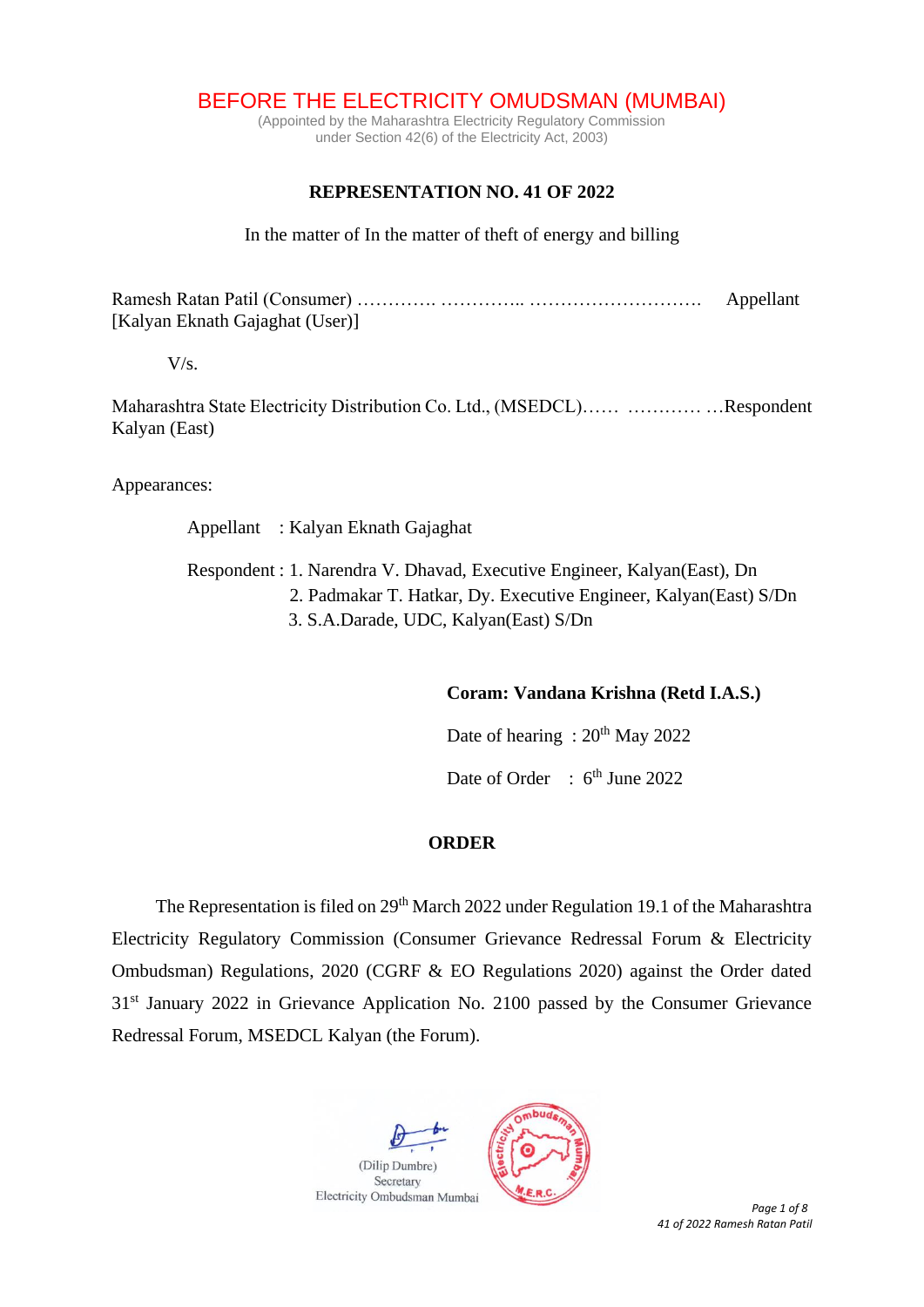# BEFORE THE ELECTRICITY OMUDSMAN (MUMBAI)

(Appointed by the Maharashtra Electricity Regulatory Commission
under Section 42(6) of the Electricity Act, 2003)

## REPRESENTATION NO. 41 OF 2022

In the matter of In the matter of theft of energy and billing

Ramesh Ratan Patil (Consumer) …………. ………….. ………………………. Appellant
[Kalyan Eknath Gajaghat (User)]

V/s.

Maharashtra State Electricity Distribution Co. Ltd., (MSEDCL)…… ………… …Respondent
Kalyan (East)

Appearances:

Appellant : Kalyan Eknath Gajaghat

Respondent : 1. Narendra V. Dhavad, Executive Engineer, Kalyan(East), Dn
2. Padmakar T. Hatkar, Dy. Executive Engineer, Kalyan(East) S/Dn
3. S.A.Darade, UDC, Kalyan(East) S/Dn

**Coram: Vandana Krishna (Retd I.A.S.)**

Date of hearing : 20th May 2022

Date of Order : 6th June 2022

## ORDER

The Representation is filed on 29th March 2022 under Regulation 19.1 of the Maharashtra Electricity Regulatory Commission (Consumer Grievance Redressal Forum & Electricity Ombudsman) Regulations, 2020 (CGRF & EO Regulations 2020) against the Order dated 31st January 2022 in Grievance Application No. 2100 passed by the Consumer Grievance Redressal Forum, MSEDCL Kalyan (the Forum).

(Dilip Dumbre)
Secretary
Electricity Ombudsman Mumbai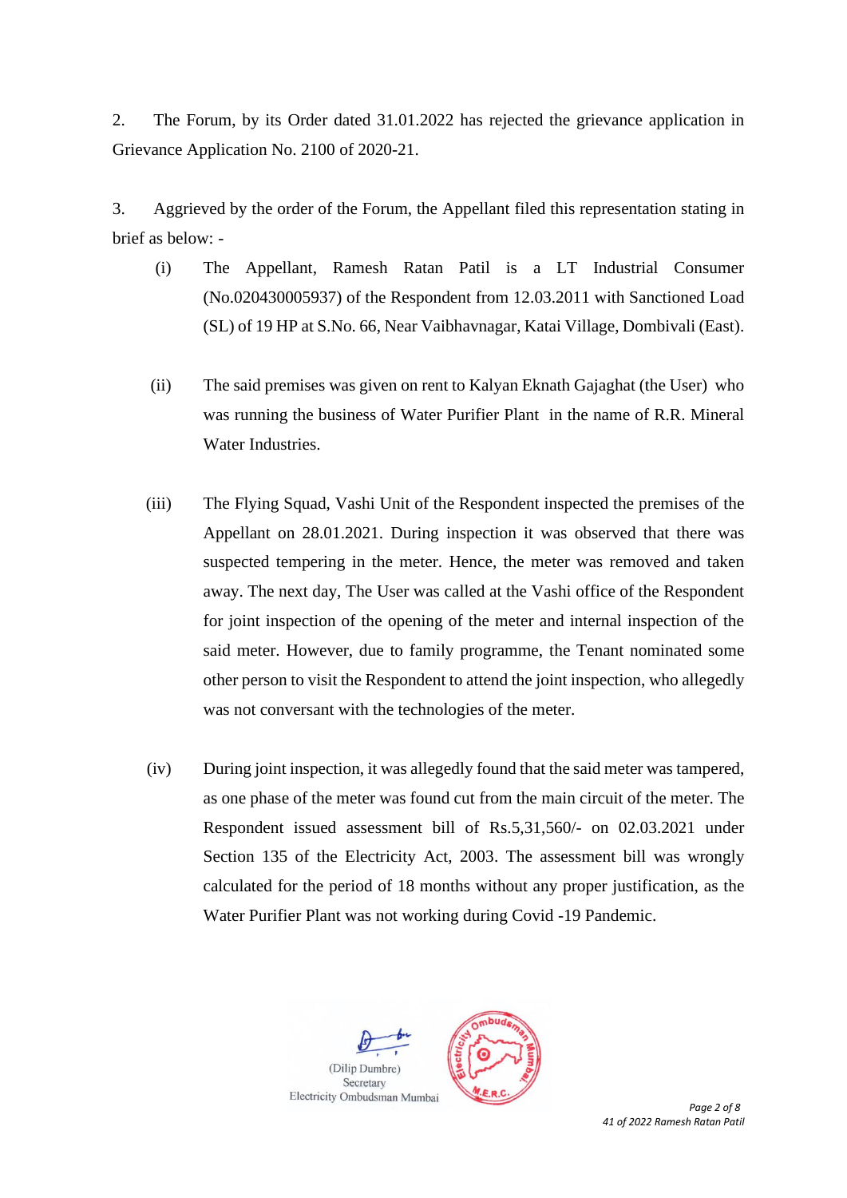2. The Forum, by its Order dated 31.01.2022 has rejected the grievance application in Grievance Application No. 2100 of 2020-21.

3. Aggrieved by the order of the Forum, the Appellant filed this representation stating in brief as below: -

(i) The Appellant, Ramesh Ratan Patil is a LT Industrial Consumer (No.020430005937) of the Respondent from 12.03.2011 with Sanctioned Load (SL) of 19 HP at S.No. 66, Near Vaibhavnagar, Katai Village, Dombivali (East).

(ii) The said premises was given on rent to Kalyan Eknath Gajaghat (the User) who was running the business of Water Purifier Plant in the name of R.R. Mineral Water Industries.

(iii) The Flying Squad, Vashi Unit of the Respondent inspected the premises of the Appellant on 28.01.2021. During inspection it was observed that there was suspected tempering in the meter. Hence, the meter was removed and taken away. The next day, The User was called at the Vashi office of the Respondent for joint inspection of the opening of the meter and internal inspection of the said meter. However, due to family programme, the Tenant nominated some other person to visit the Respondent to attend the joint inspection, who allegedly was not conversant with the technologies of the meter.

(iv) During joint inspection, it was allegedly found that the said meter was tampered, as one phase of the meter was found cut from the main circuit of the meter. The Respondent issued assessment bill of Rs.5,31,560/- on 02.03.2021 under Section 135 of the Electricity Act, 2003. The assessment bill was wrongly calculated for the period of 18 months without any proper justification, as the Water Purifier Plant was not working during Covid -19 Pandemic.

(Dilip Dumbre)
Secretary
Electricity Ombudsman Mumbai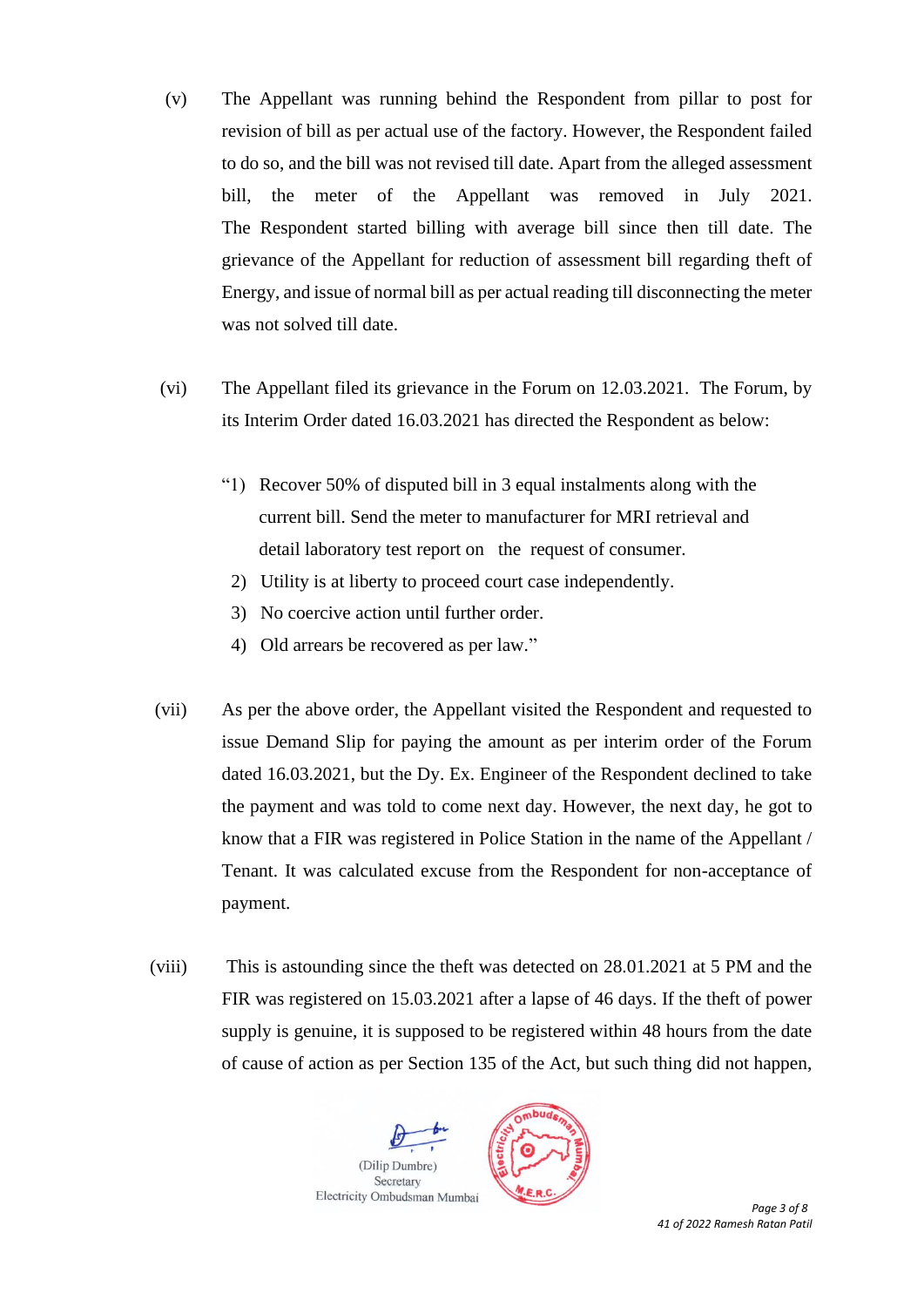(v) The Appellant was running behind the Respondent from pillar to post for revision of bill as per actual use of the factory. However, the Respondent failed to do so, and the bill was not revised till date. Apart from the alleged assessment bill, the meter of the Appellant was removed in July 2021. The Respondent started billing with average bill since then till date. The grievance of the Appellant for reduction of assessment bill regarding theft of Energy, and issue of normal bill as per actual reading till disconnecting the meter was not solved till date.

(vi) The Appellant filed its grievance in the Forum on 12.03.2021. The Forum, by its Interim Order dated 16.03.2021 has directed the Respondent as below:

> "1) Recover 50% of disputed bill in 3 equal instalments along with the current bill. Send the meter to manufacturer for MRI retrieval and detail laboratory test report on the request of consumer.
> 2) Utility is at liberty to proceed court case independently.
> 3) No coercive action until further order.
> 4) Old arrears be recovered as per law."

(vii) As per the above order, the Appellant visited the Respondent and requested to issue Demand Slip for paying the amount as per interim order of the Forum dated 16.03.2021, but the Dy. Ex. Engineer of the Respondent declined to take the payment and was told to come next day. However, the next day, he got to know that a FIR was registered in Police Station in the name of the Appellant / Tenant. It was calculated excuse from the Respondent for non-acceptance of payment.

(viii) This is astounding since the theft was detected on 28.01.2021 at 5 PM and the FIR was registered on 15.03.2021 after a lapse of 46 days. If the theft of power supply is genuine, it is supposed to be registered within 48 hours from the date of cause of action as per Section 135 of the Act, but such thing did not happen,

(Dilip Dumbre)
Secretary
Electricity Ombudsman Mumbai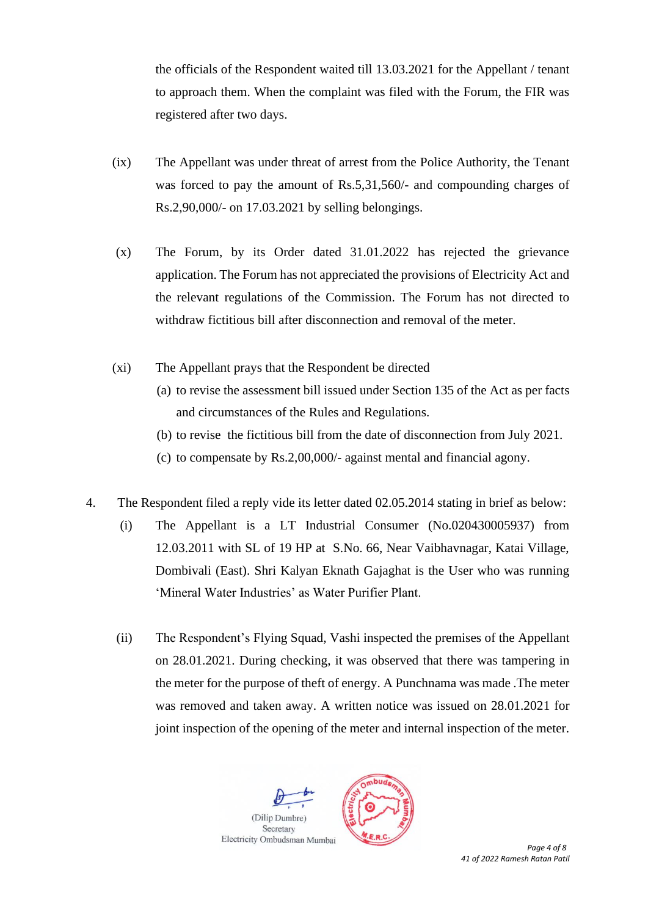the officials of the Respondent waited till 13.03.2021 for the Appellant / tenant to approach them. When the complaint was filed with the Forum, the FIR was registered after two days.

(ix) The Appellant was under threat of arrest from the Police Authority, the Tenant was forced to pay the amount of Rs.5,31,560/- and compounding charges of Rs.2,90,000/- on 17.03.2021 by selling belongings.

(x) The Forum, by its Order dated 31.01.2022 has rejected the grievance application. The Forum has not appreciated the provisions of Electricity Act and the relevant regulations of the Commission. The Forum has not directed to withdraw fictitious bill after disconnection and removal of the meter.

(xi) The Appellant prays that the Respondent be directed

(a) to revise the assessment bill issued under Section 135 of the Act as per facts and circumstances of the Rules and Regulations.

(b) to revise the fictitious bill from the date of disconnection from July 2021.

(c) to compensate by Rs.2,00,000/- against mental and financial agony.

4. The Respondent filed a reply vide its letter dated 02.05.2014 stating in brief as below:

(i) The Appellant is a LT Industrial Consumer (No.020430005937) from 12.03.2011 with SL of 19 HP at S.No. 66, Near Vaibhavnagar, Katai Village, Dombivali (East). Shri Kalyan Eknath Gajaghat is the User who was running 'Mineral Water Industries' as Water Purifier Plant.

(ii) The Respondent's Flying Squad, Vashi inspected the premises of the Appellant on 28.01.2021. During checking, it was observed that there was tampering in the meter for the purpose of theft of energy. A Punchnama was made .The meter was removed and taken away. A written notice was issued on 28.01.2021 for joint inspection of the opening of the meter and internal inspection of the meter.

(Dilip Dumbre)
Secretary
Electricity Ombudsman Mumbai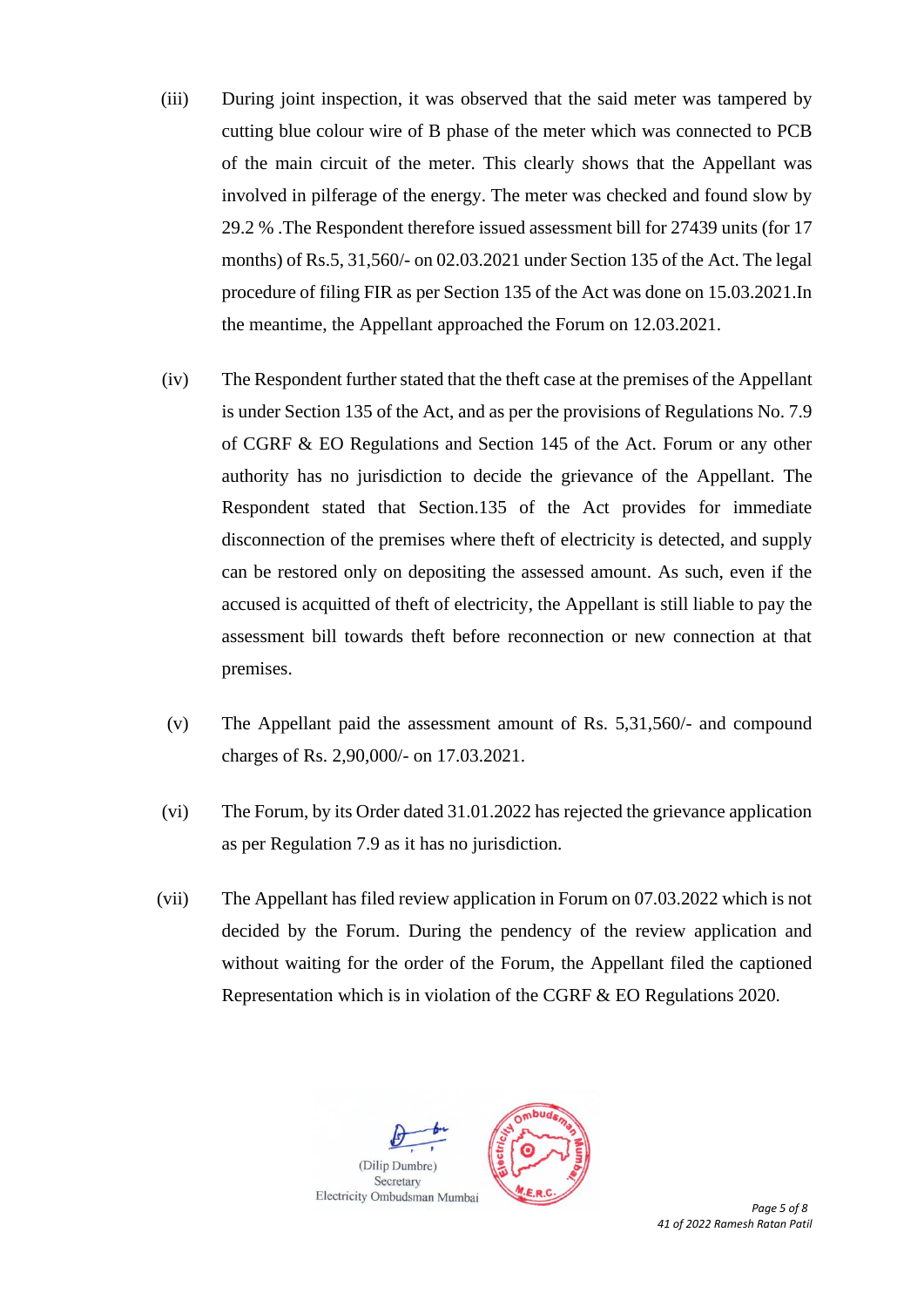(iii) During joint inspection, it was observed that the said meter was tampered by cutting blue colour wire of B phase of the meter which was connected to PCB of the main circuit of the meter. This clearly shows that the Appellant was involved in pilferage of the energy. The meter was checked and found slow by 29.2 % .The Respondent therefore issued assessment bill for 27439 units (for 17 months) of Rs.5, 31,560/- on 02.03.2021 under Section 135 of the Act. The legal procedure of filing FIR as per Section 135 of the Act was done on 15.03.2021.In the meantime, the Appellant approached the Forum on 12.03.2021.

(iv) The Respondent further stated that the theft case at the premises of the Appellant is under Section 135 of the Act, and as per the provisions of Regulations No. 7.9 of CGRF & EO Regulations and Section 145 of the Act. Forum or any other authority has no jurisdiction to decide the grievance of the Appellant. The Respondent stated that Section.135 of the Act provides for immediate disconnection of the premises where theft of electricity is detected, and supply can be restored only on depositing the assessed amount. As such, even if the accused is acquitted of theft of electricity, the Appellant is still liable to pay the assessment bill towards theft before reconnection or new connection at that premises.

(v) The Appellant paid the assessment amount of Rs. 5,31,560/- and compound charges of Rs. 2,90,000/- on 17.03.2021.

(vi) The Forum, by its Order dated 31.01.2022 has rejected the grievance application as per Regulation 7.9 as it has no jurisdiction.

(vii) The Appellant has filed review application in Forum on 07.03.2022 which is not decided by the Forum. During the pendency of the review application and without waiting for the order of the Forum, the Appellant filed the captioned Representation which is in violation of the CGRF & EO Regulations 2020.

(Dilip Dumbre)
Secretary
Electricity Ombudsman Mumbai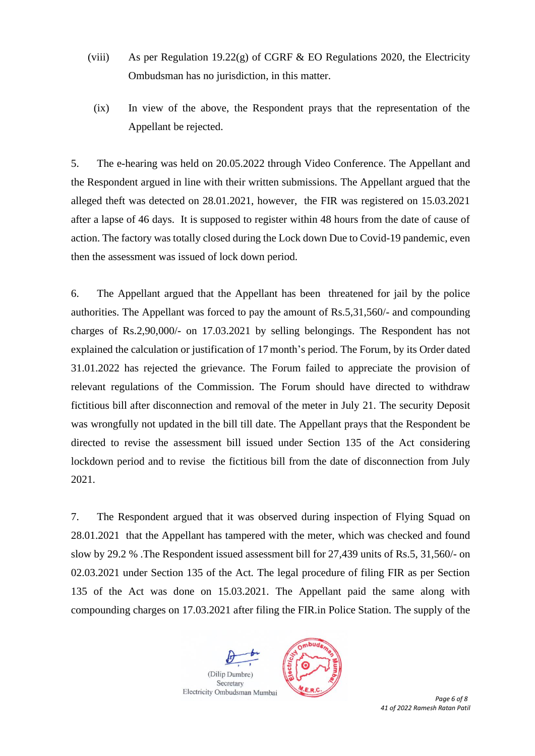(viii) As per Regulation 19.22(g) of CGRF & EO Regulations 2020, the Electricity Ombudsman has no jurisdiction, in this matter.

(ix) In view of the above, the Respondent prays that the representation of the Appellant be rejected.

5. The e-hearing was held on 20.05.2022 through Video Conference. The Appellant and the Respondent argued in line with their written submissions. The Appellant argued that the alleged theft was detected on 28.01.2021, however, the FIR was registered on 15.03.2021 after a lapse of 46 days. It is supposed to register within 48 hours from the date of cause of action. The factory was totally closed during the Lock down Due to Covid-19 pandemic, even then the assessment was issued of lock down period.

6. The Appellant argued that the Appellant has been threatened for jail by the police authorities. The Appellant was forced to pay the amount of Rs.5,31,560/- and compounding charges of Rs.2,90,000/- on 17.03.2021 by selling belongings. The Respondent has not explained the calculation or justification of 17 month's period. The Forum, by its Order dated 31.01.2022 has rejected the grievance. The Forum failed to appreciate the provision of relevant regulations of the Commission. The Forum should have directed to withdraw fictitious bill after disconnection and removal of the meter in July 21. The security Deposit was wrongfully not updated in the bill till date. The Appellant prays that the Respondent be directed to revise the assessment bill issued under Section 135 of the Act considering lockdown period and to revise the fictitious bill from the date of disconnection from July 2021.

7. The Respondent argued that it was observed during inspection of Flying Squad on 28.01.2021 that the Appellant has tampered with the meter, which was checked and found slow by 29.2 % .The Respondent issued assessment bill for 27,439 units of Rs.5, 31,560/- on 02.03.2021 under Section 135 of the Act. The legal procedure of filing FIR as per Section 135 of the Act was done on 15.03.2021. The Appellant paid the same along with compounding charges on 17.03.2021 after filing the FIR.in Police Station. The supply of the

(Dilip Dumbre)
Secretary
Electricity Ombudsman Mumbai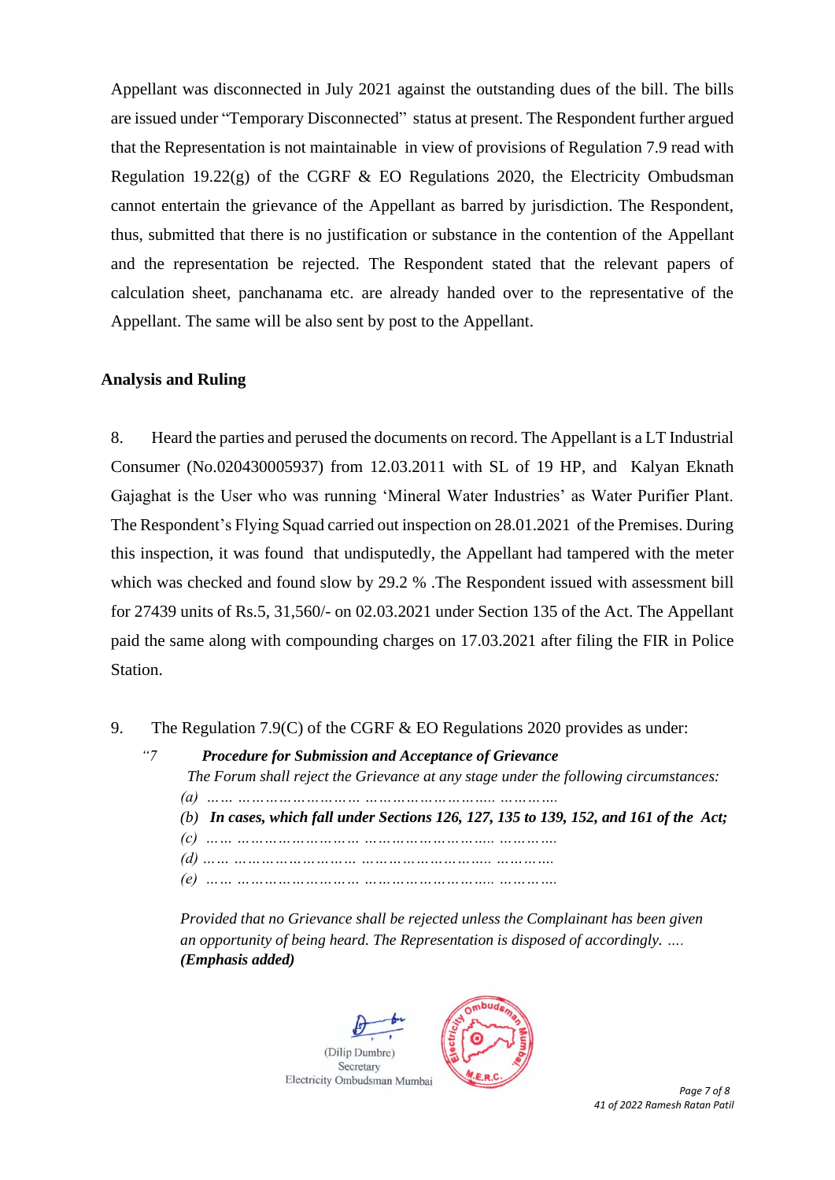Appellant was disconnected in July 2021 against the outstanding dues of the bill. The bills are issued under "Temporary Disconnected" status at present. The Respondent further argued that the Representation is not maintainable in view of provisions of Regulation 7.9 read with Regulation 19.22(g) of the CGRF & EO Regulations 2020, the Electricity Ombudsman cannot entertain the grievance of the Appellant as barred by jurisdiction. The Respondent, thus, submitted that there is no justification or substance in the contention of the Appellant and the representation be rejected. The Respondent stated that the relevant papers of calculation sheet, panchanama etc. are already handed over to the representative of the Appellant. The same will be also sent by post to the Appellant.

## Analysis and Ruling

8. Heard the parties and perused the documents on record. The Appellant is a LT Industrial Consumer (No.020430005937) from 12.03.2011 with SL of 19 HP, and Kalyan Eknath Gajaghat is the User who was running 'Mineral Water Industries' as Water Purifier Plant. The Respondent's Flying Squad carried out inspection on 28.01.2021 of the Premises. During this inspection, it was found that undisputedly, the Appellant had tampered with the meter which was checked and found slow by 29.2 % .The Respondent issued with assessment bill for 27439 units of Rs.5, 31,560/- on 02.03.2021 under Section 135 of the Act. The Appellant paid the same along with compounding charges on 17.03.2021 after filing the FIR in Police Station.

9. The Regulation 7.9(C) of the CGRF & EO Regulations 2020 provides as under:

> *"7 **Procedure for Submission and Acceptance of Grievance***
>
> *The Forum shall reject the Grievance at any stage under the following circumstances:*
>
> *(a) …… ………………………… ………………………….. …………*
>
> *(b) **In cases, which fall under Sections 126, 127, 135 to 139, 152, and 161 of the Act;***
>
> *(c) …… ………………………… ………………………….. …………*
>
> *(d) …… ………………………… ………………………….. …………*
>
> *(e) …… ………………………… ………………………….. …………*
>
> *Provided that no Grievance shall be rejected unless the Complainant has been given an opportunity of being heard. The Representation is disposed of accordingly. ….*
>
> ***(Emphasis added)***

(Dilip Dumbre)
Secretary
Electricity Ombudsman Mumbai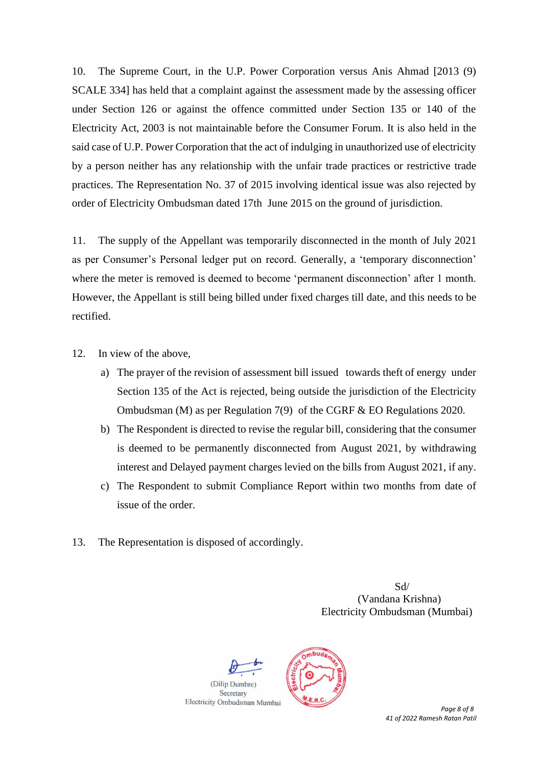10. The Supreme Court, in the U.P. Power Corporation versus Anis Ahmad [2013 (9) SCALE 334] has held that a complaint against the assessment made by the assessing officer under Section 126 or against the offence committed under Section 135 or 140 of the Electricity Act, 2003 is not maintainable before the Consumer Forum. It is also held in the said case of U.P. Power Corporation that the act of indulging in unauthorized use of electricity by a person neither has any relationship with the unfair trade practices or restrictive trade practices. The Representation No. 37 of 2015 involving identical issue was also rejected by order of Electricity Ombudsman dated 17th June 2015 on the ground of jurisdiction.

11. The supply of the Appellant was temporarily disconnected in the month of July 2021 as per Consumer's Personal ledger put on record. Generally, a 'temporary disconnection' where the meter is removed is deemed to become 'permanent disconnection' after 1 month. However, the Appellant is still being billed under fixed charges till date, and this needs to be rectified.

12. In view of the above,

  a) The prayer of the revision of assessment bill issued towards theft of energy under Section 135 of the Act is rejected, being outside the jurisdiction of the Electricity Ombudsman (M) as per Regulation 7(9) of the CGRF & EO Regulations 2020.
  b) The Respondent is directed to revise the regular bill, considering that the consumer is deemed to be permanently disconnected from August 2021, by withdrawing interest and Delayed payment charges levied on the bills from August 2021, if any.
  c) The Respondent to submit Compliance Report within two months from date of issue of the order.

13. The Representation is disposed of accordingly.

Sd/
(Vandana Krishna)
Electricity Ombudsman (Mumbai)

(Dilip Dumbre)
Secretary
Electricity Ombudsman Mumbai

Electricity Ombudsman Mumbai M.E.R.C.